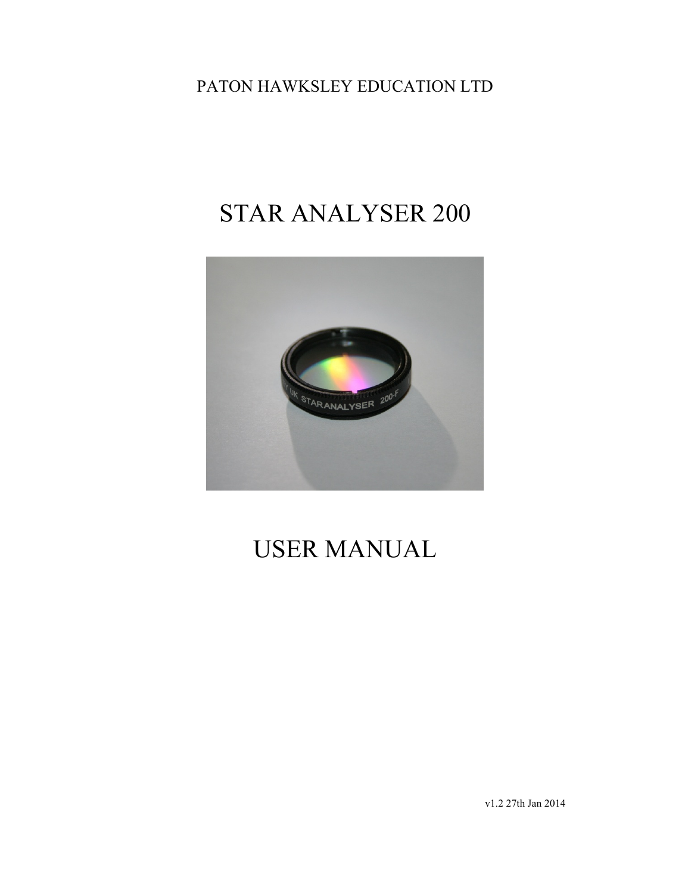PATON HAWKSLEY EDUCATION LTD

# STAR ANALYSER 200

# USER MANUAL

v1.2 27th Jan 2014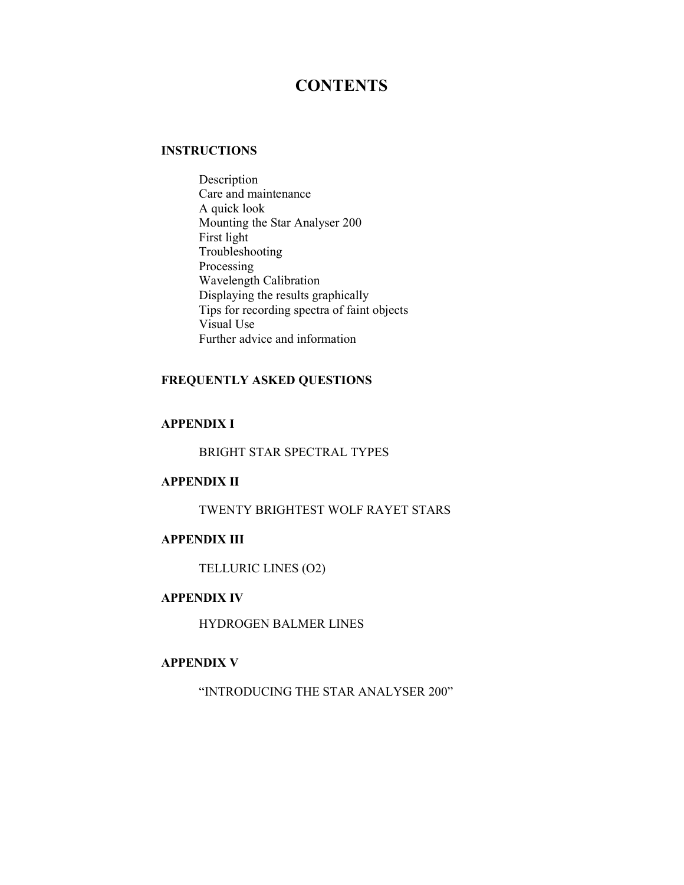# CONTENTS

## INSTRUCTIONS

- Description
- Care and maintenance
- A quick look
- Mounting the Star Analyser 200
- First light
- Troubleshooting
- Processing
- Wavelength Calibration
- Displaying the results graphically
- Tips for recording spectra of faint objects
- Visual Use
- Further advice and information

## FREQUENTLY ASKED QUESTIONS

## APPENDIX I

BRIGHT STAR SPECTRAL TYPES

## APPENDIX II

TWENTY BRIGHTEST WOLF RAYET STARS

## APPENDIX III

TELLURIC LINES (O2)

## APPENDIX IV

HYDROGEN BALMER LINES

## APPENDIX V

"INTRODUCING THE STAR ANALYSER 200"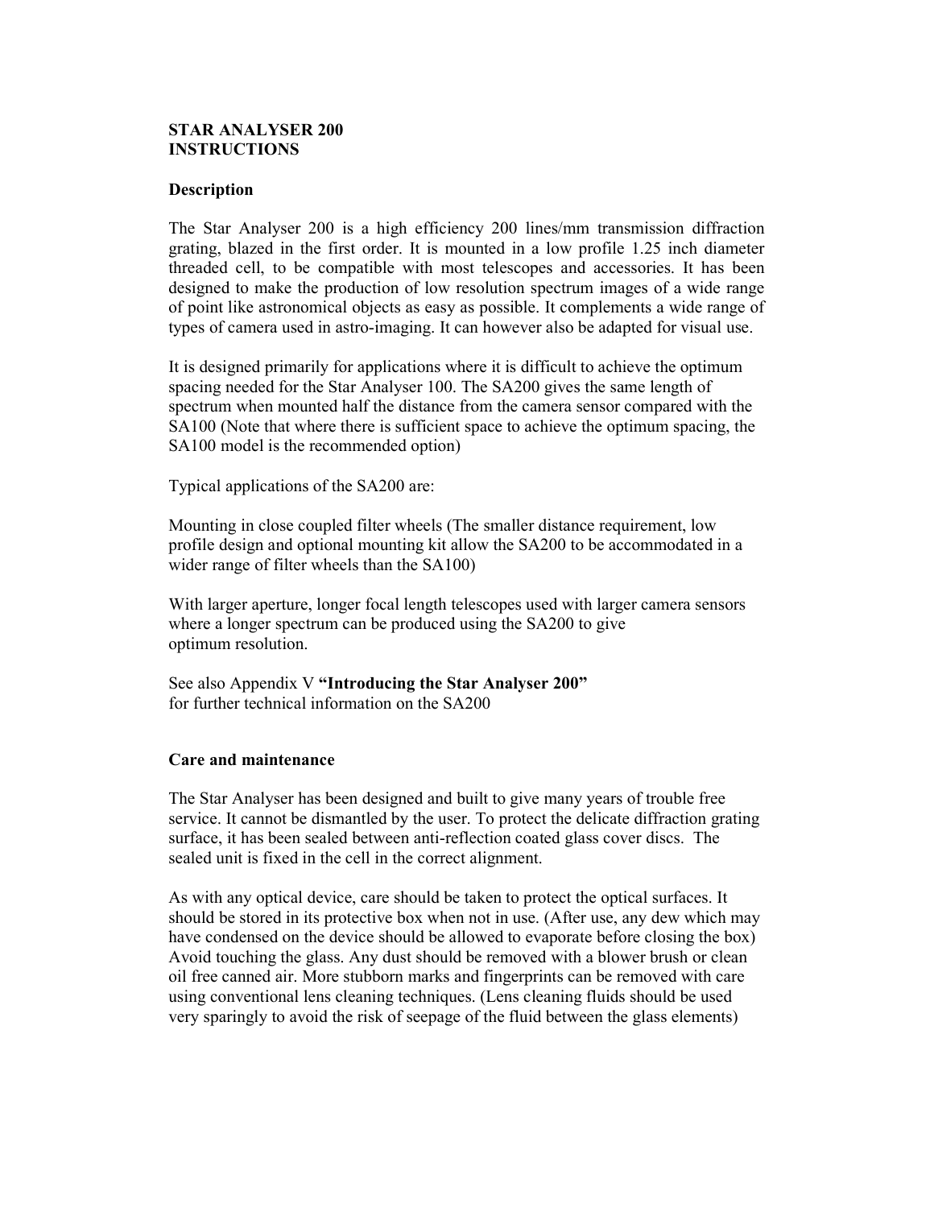**STAR ANALYSER 200**
**INSTRUCTIONS**

**Description**

The Star Analyser 200 is a high efficiency 200 lines/mm transmission diffraction grating, blazed in the first order. It is mounted in a low profile 1.25 inch diameter threaded cell, to be compatible with most telescopes and accessories. It has been designed to make the production of low resolution spectrum images of a wide range of point like astronomical objects as easy as possible. It complements a wide range of types of camera used in astro-imaging. It can however also be adapted for visual use.

It is designed primarily for applications where it is difficult to achieve the optimum spacing needed for the Star Analyser 100. The SA200 gives the same length of spectrum when mounted half the distance from the camera sensor compared with the SA100 (Note that where there is sufficient space to achieve the optimum spacing, the SA100 model is the recommended option)

Typical applications of the SA200 are:

Mounting in close coupled filter wheels (The smaller distance requirement, low profile design and optional mounting kit allow the SA200 to be accommodated in a wider range of filter wheels than the SA100)

With larger aperture, longer focal length telescopes used with larger camera sensors where a longer spectrum can be produced using the SA200 to give optimum resolution.

See also Appendix V **"Introducing the Star Analyser 200"** for further technical information on the SA200

**Care and maintenance**

The Star Analyser has been designed and built to give many years of trouble free service. It cannot be dismantled by the user. To protect the delicate diffraction grating surface, it has been sealed between anti-reflection coated glass cover discs. The sealed unit is fixed in the cell in the correct alignment.

As with any optical device, care should be taken to protect the optical surfaces. It should be stored in its protective box when not in use. (After use, any dew which may have condensed on the device should be allowed to evaporate before closing the box) Avoid touching the glass. Any dust should be removed with a blower brush or clean oil free canned air. More stubborn marks and fingerprints can be removed with care using conventional lens cleaning techniques. (Lens cleaning fluids should be used very sparingly to avoid the risk of seepage of the fluid between the glass elements)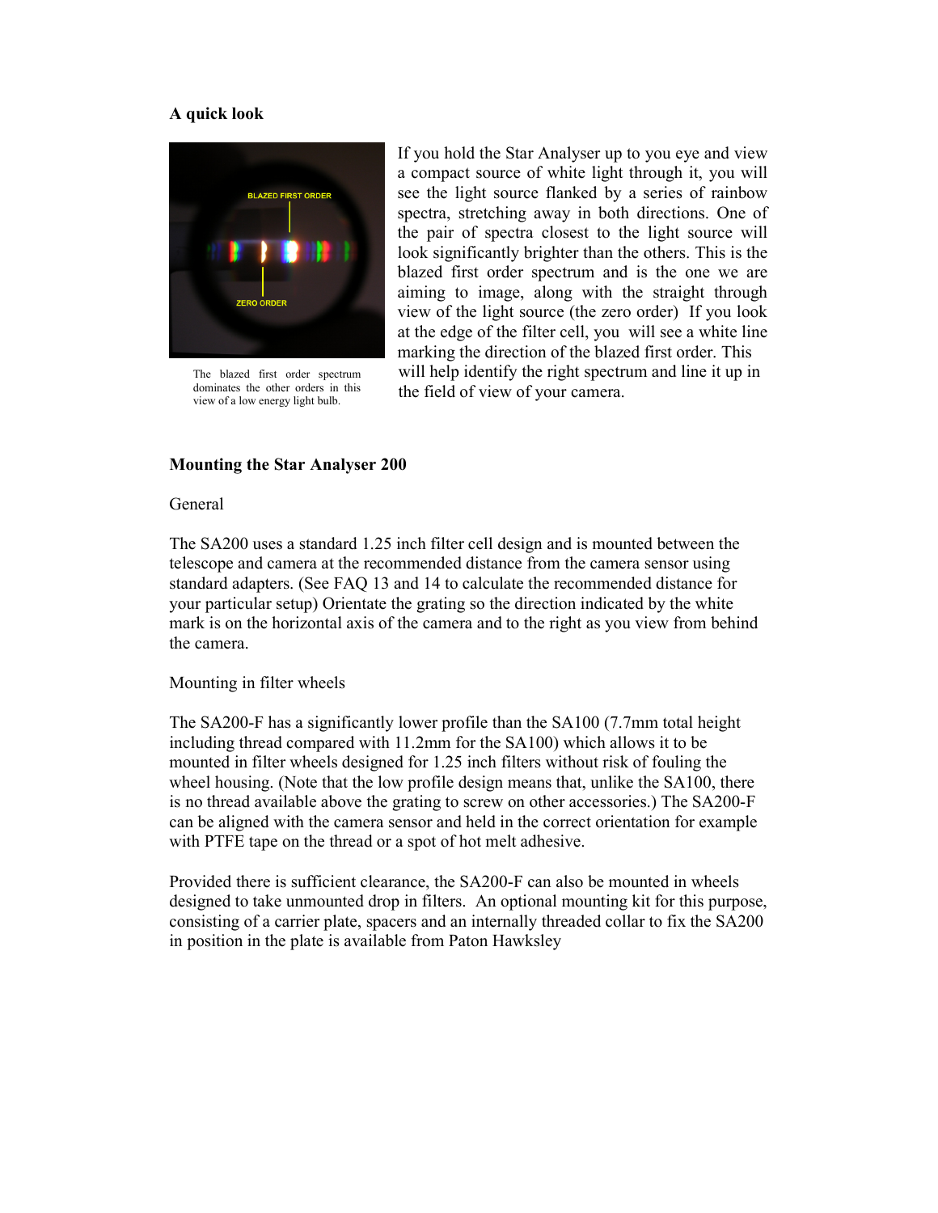**A quick look**

The blazed first order spectrum dominates the other orders in this view of a low energy light bulb.

If you hold the Star Analyser up to you eye and view a compact source of white light through it, you will see the light source flanked by a series of rainbow spectra, stretching away in both directions. One of the pair of spectra closest to the light source will look significantly brighter than the others. This is the blazed first order spectrum and is the one we are aiming to image, along with the straight through view of the light source (the zero order) If you look at the edge of the filter cell, you will see a white line marking the direction of the blazed first order. This will help identify the right spectrum and line it up in the field of view of your camera.

**Mounting the Star Analyser 200**

General

The SA200 uses a standard 1.25 inch filter cell design and is mounted between the telescope and camera at the recommended distance from the camera sensor using standard adapters. (See FAQ 13 and 14 to calculate the recommended distance for your particular setup) Orientate the grating so the direction indicated by the white mark is on the horizontal axis of the camera and to the right as you view from behind the camera.

Mounting in filter wheels

The SA200-F has a significantly lower profile than the SA100 (7.7mm total height including thread compared with 11.2mm for the SA100) which allows it to be mounted in filter wheels designed for 1.25 inch filters without risk of fouling the wheel housing. (Note that the low profile design means that, unlike the SA100, there is no thread available above the grating to screw on other accessories.) The SA200-F can be aligned with the camera sensor and held in the correct orientation for example with PTFE tape on the thread or a spot of hot melt adhesive.

Provided there is sufficient clearance, the SA200-F can also be mounted in wheels designed to take unmounted drop in filters. An optional mounting kit for this purpose, consisting of a carrier plate, spacers and an internally threaded collar to fix the SA200 in position in the plate is available from Paton Hawksley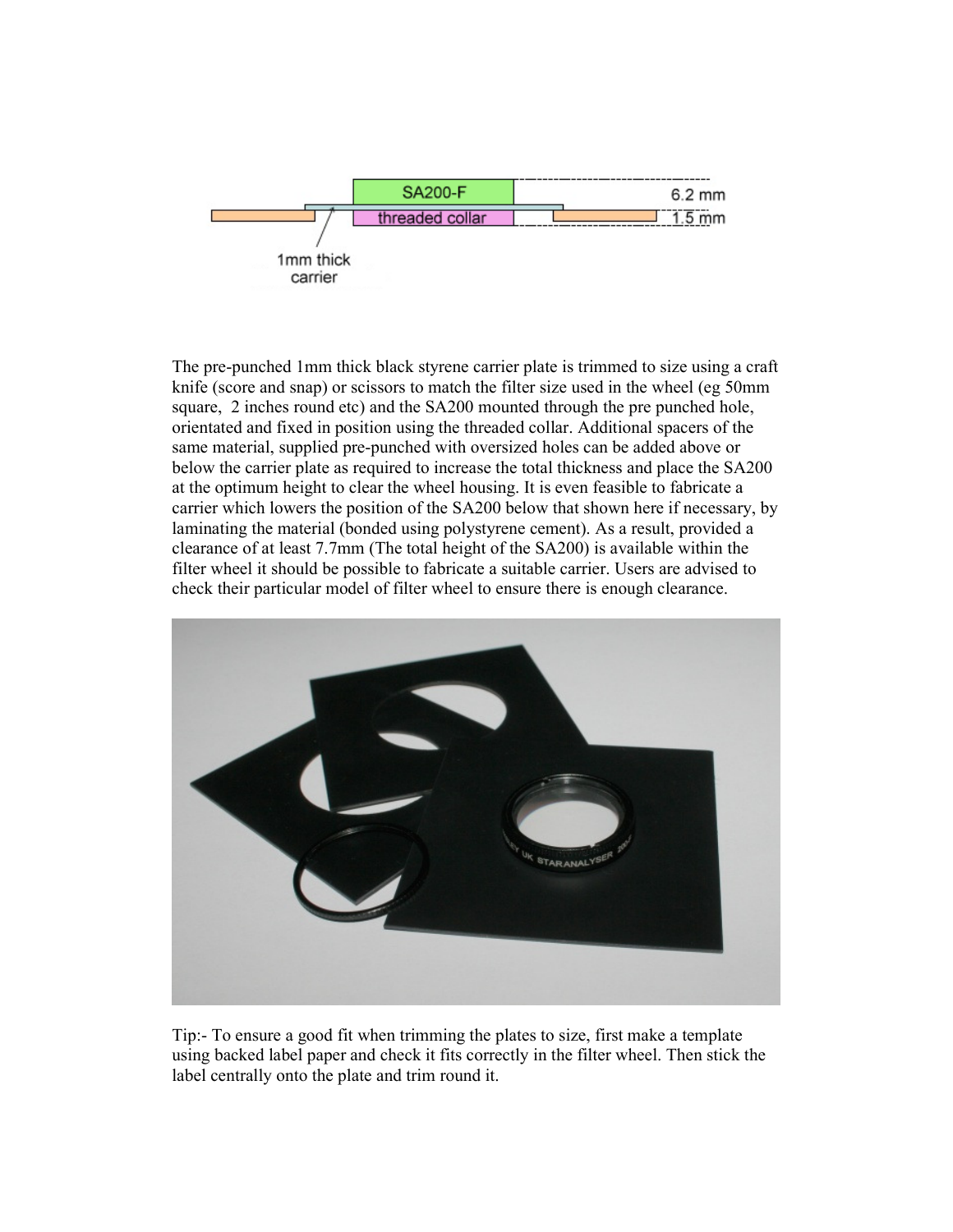The pre-punched 1mm thick black styrene carrier plate is trimmed to size using a craft knife (score and snap) or scissors to match the filter size used in the wheel (eg 50mm square, 2 inches round etc) and the SA200 mounted through the pre punched hole, orientated and fixed in position using the threaded collar. Additional spacers of the same material, supplied pre-punched with oversized holes can be added above or below the carrier plate as required to increase the total thickness and place the SA200 at the optimum height to clear the wheel housing. It is even feasible to fabricate a carrier which lowers the position of the SA200 below that shown here if necessary, by laminating the material (bonded using polystyrene cement). As a result, provided a clearance of at least 7.7mm (The total height of the SA200) is available within the filter wheel it should be possible to fabricate a suitable carrier. Users are advised to check their particular model of filter wheel to ensure there is enough clearance.

Tip:- To ensure a good fit when trimming the plates to size, first make a template using backed label paper and check it fits correctly in the filter wheel. Then stick the label centrally onto the plate and trim round it.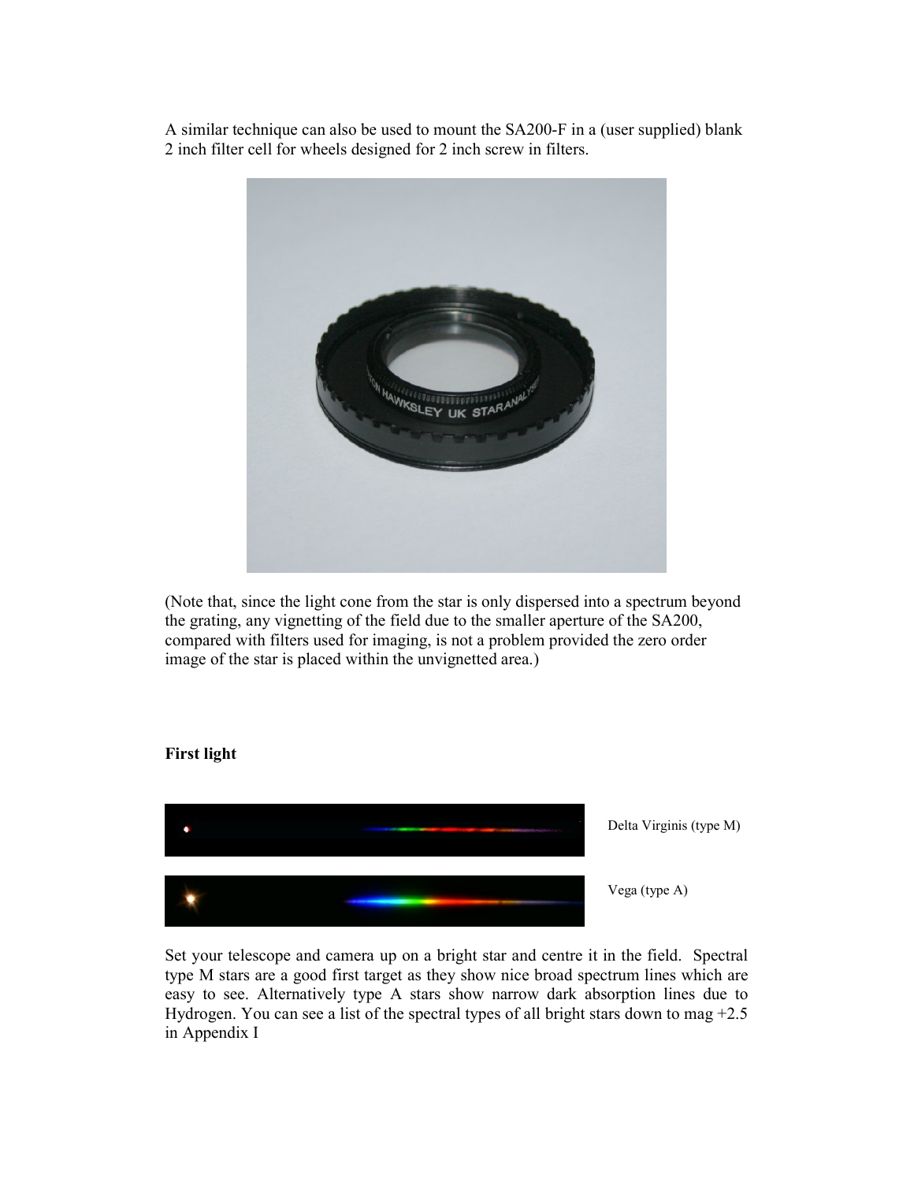A similar technique can also be used to mount the SA200-F in a (user supplied) blank 2 inch filter cell for wheels designed for 2 inch screw in filters.

(Note that, since the light cone from the star is only dispersed into a spectrum beyond the grating, any vignetting of the field due to the smaller aperture of the SA200, compared with filters used for imaging, is not a problem provided the zero order image of the star is placed within the unvignetted area.)

**First light**

Delta Virginis (type M)

Vega (type A)

Set your telescope and camera up on a bright star and centre it in the field. Spectral type M stars are a good first target as they show nice broad spectrum lines which are easy to see. Alternatively type A stars show narrow dark absorption lines due to Hydrogen. You can see a list of the spectral types of all bright stars down to mag +2.5 in Appendix I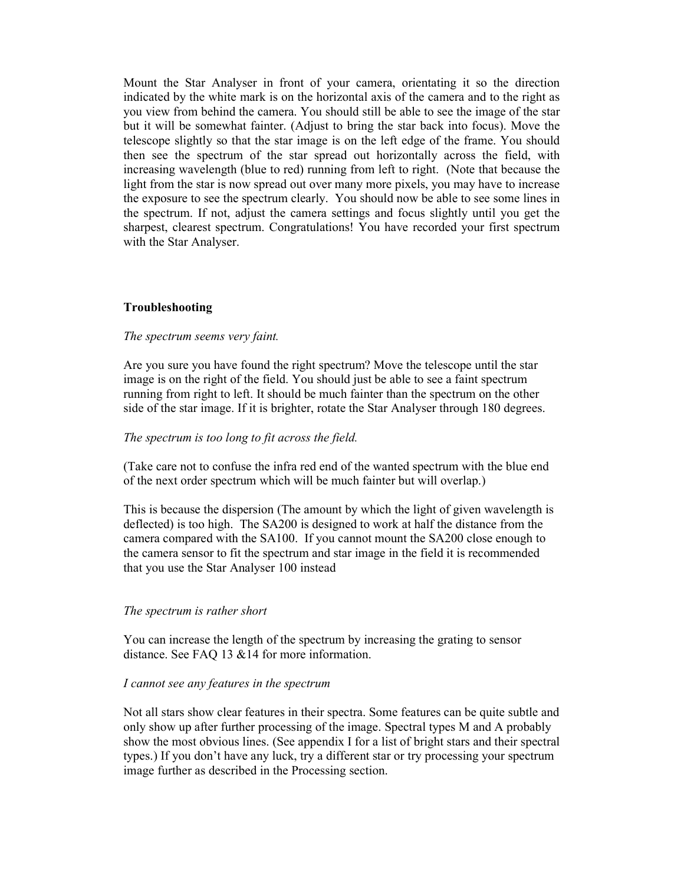Mount the Star Analyser in front of your camera, orientating it so the direction indicated by the white mark is on the horizontal axis of the camera and to the right as you view from behind the camera. You should still be able to see the image of the star but it will be somewhat fainter. (Adjust to bring the star back into focus). Move the telescope slightly so that the star image is on the left edge of the frame. You should then see the spectrum of the star spread out horizontally across the field, with increasing wavelength (blue to red) running from left to right. (Note that because the light from the star is now spread out over many more pixels, you may have to increase the exposure to see the spectrum clearly. You should now be able to see some lines in the spectrum. If not, adjust the camera settings and focus slightly until you get the sharpest, clearest spectrum. Congratulations! You have recorded your first spectrum with the Star Analyser.

**Troubleshooting**

*The spectrum seems very faint.*

Are you sure you have found the right spectrum? Move the telescope until the star image is on the right of the field. You should just be able to see a faint spectrum running from right to left. It should be much fainter than the spectrum on the other side of the star image. If it is brighter, rotate the Star Analyser through 180 degrees.

*The spectrum is too long to fit across the field.*

(Take care not to confuse the infra red end of the wanted spectrum with the blue end of the next order spectrum which will be much fainter but will overlap.)

This is because the dispersion (The amount by which the light of given wavelength is deflected) is too high. The SA200 is designed to work at half the distance from the camera compared with the SA100. If you cannot mount the SA200 close enough to the camera sensor to fit the spectrum and star image in the field it is recommended that you use the Star Analyser 100 instead

*The spectrum is rather short*

You can increase the length of the spectrum by increasing the grating to sensor distance. See FAQ 13 &14 for more information.

*I cannot see any features in the spectrum*

Not all stars show clear features in their spectra. Some features can be quite subtle and only show up after further processing of the image. Spectral types M and A probably show the most obvious lines. (See appendix I for a list of bright stars and their spectral types.) If you don't have any luck, try a different star or try processing your spectrum image further as described in the Processing section.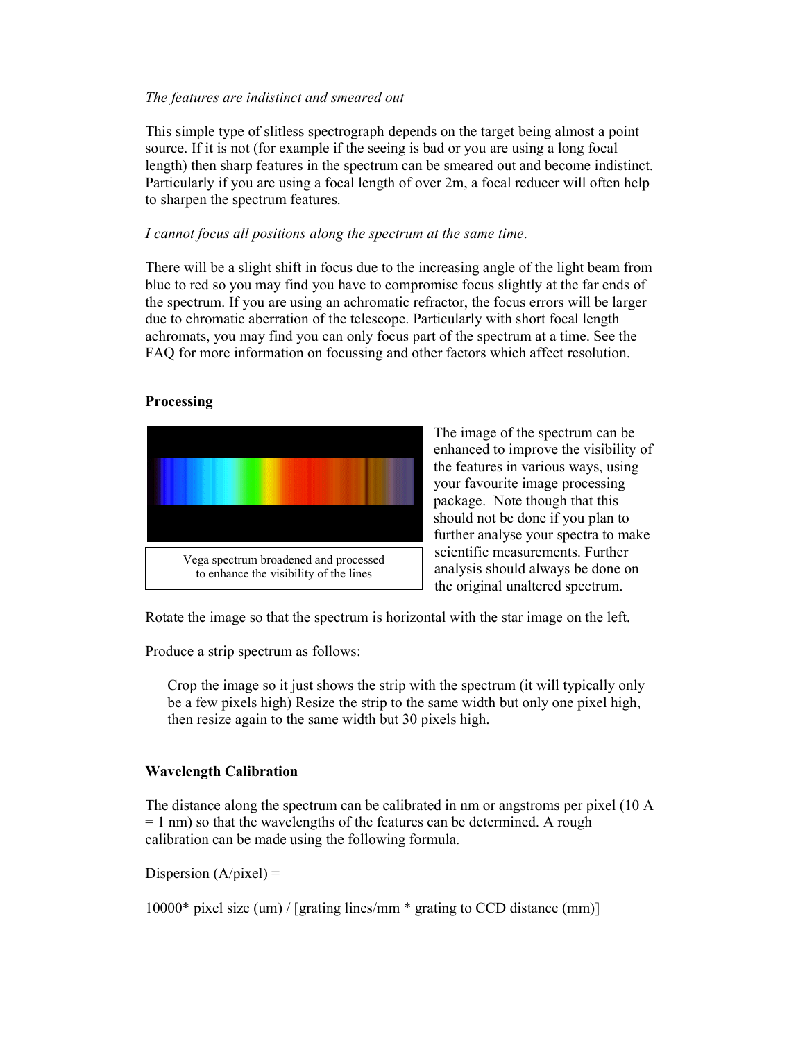*The features are indistinct and smeared out*

This simple type of slitless spectrograph depends on the target being almost a point source. If it is not (for example if the seeing is bad or you are using a long focal length) then sharp features in the spectrum can be smeared out and become indistinct. Particularly if you are using a focal length of over 2m, a focal reducer will often help to sharpen the spectrum features.

*I cannot focus all positions along the spectrum at the same time*.

There will be a slight shift in focus due to the increasing angle of the light beam from blue to red so you may find you have to compromise focus slightly at the far ends of the spectrum. If you are using an achromatic refractor, the focus errors will be larger due to chromatic aberration of the telescope. Particularly with short focal length achromats, you may find you can only focus part of the spectrum at a time. See the FAQ for more information on focussing and other factors which affect resolution.

## Processing

Vega spectrum broadened and processed to enhance the visibility of the lines

The image of the spectrum can be enhanced to improve the visibility of the features in various ways, using your favourite image processing package. Note though that this should not be done if you plan to further analyse your spectra to make scientific measurements. Further analysis should always be done on the original unaltered spectrum.

Rotate the image so that the spectrum is horizontal with the star image on the left.

Produce a strip spectrum as follows:

> Crop the image so it just shows the strip with the spectrum (it will typically only be a few pixels high) Resize the strip to the same width but only one pixel high, then resize again to the same width but 30 pixels high.

## Wavelength Calibration

The distance along the spectrum can be calibrated in nm or angstroms per pixel (10 A = 1 nm) so that the wavelengths of the features can be determined. A rough calibration can be made using the following formula.

Dispersion (A/pixel) =

10000* pixel size (um) / [grating lines/mm * grating to CCD distance (mm)]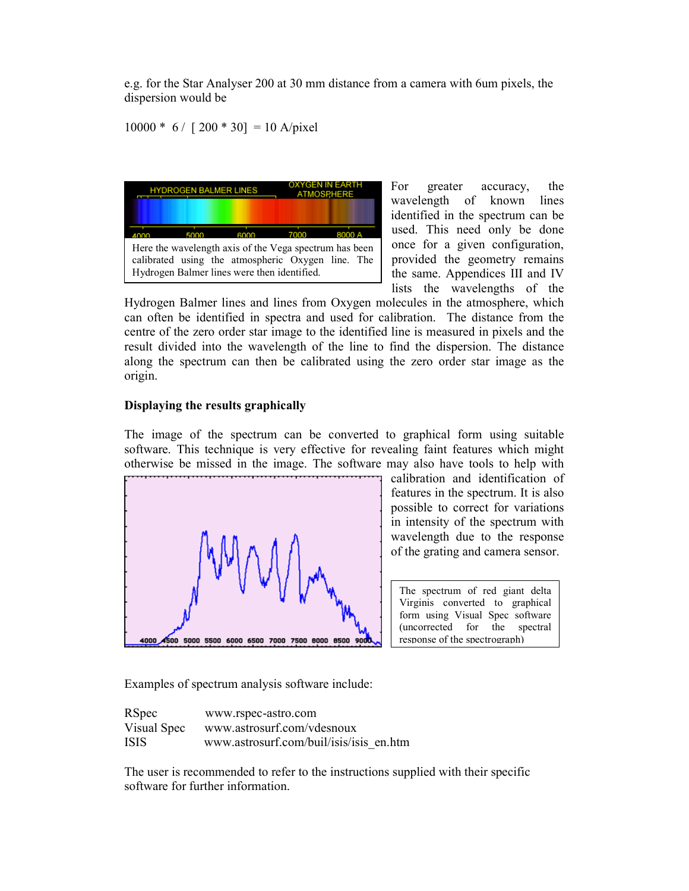e.g. for the Star Analyser 200 at 30 mm distance from a camera with 6um pixels, the dispersion would be

10000 * 6 / [ 200 * 30] = 10 A/pixel

Here the wavelength axis of the Vega spectrum has been calibrated using the atmospheric Oxygen line. The Hydrogen Balmer lines were then identified.

For greater accuracy, the wavelength of known lines identified in the spectrum can be used. This need only be done once for a given configuration, provided the geometry remains the same. Appendices III and IV lists the wavelengths of the Hydrogen Balmer lines and lines from Oxygen molecules in the atmosphere, which can often be identified in spectra and used for calibration. The distance from the centre of the zero order star image to the identified line is measured in pixels and the result divided into the wavelength of the line to find the dispersion. The distance along the spectrum can then be calibrated using the zero order star image as the origin.

**Displaying the results graphically**

The image of the spectrum can be converted to graphical form using suitable software. This technique is very effective for revealing faint features which might otherwise be missed in the image. The software may also have tools to help with calibration and identification of features in the spectrum. It is also possible to correct for variations in intensity of the spectrum with wavelength due to the response of the grating and camera sensor.

The spectrum of red giant delta Virginis converted to graphical form using Visual Spec software (uncorrected for the spectral response of the spectrograph)

Examples of spectrum analysis software include:

RSpec www.rspec-astro.com
Visual Spec www.astrosurf.com/vdesnoux
ISIS www.astrosurf.com/buil/isis/isis_en.htm

The user is recommended to refer to the instructions supplied with their specific software for further information.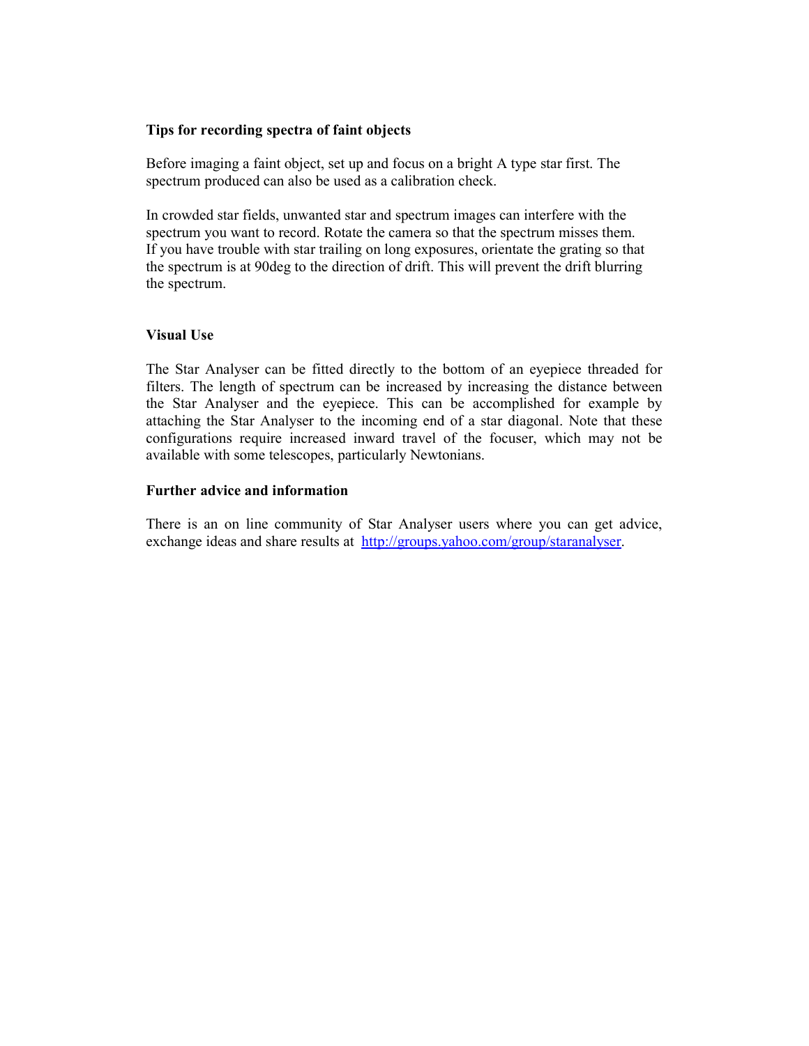**Tips for recording spectra of faint objects**

Before imaging a faint object, set up and focus on a bright A type star first. The spectrum produced can also be used as a calibration check.

In crowded star fields, unwanted star and spectrum images can interfere with the spectrum you want to record. Rotate the camera so that the spectrum misses them. If you have trouble with star trailing on long exposures, orientate the grating so that the spectrum is at 90deg to the direction of drift. This will prevent the drift blurring the spectrum.

**Visual Use**

The Star Analyser can be fitted directly to the bottom of an eyepiece threaded for filters. The length of spectrum can be increased by increasing the distance between the Star Analyser and the eyepiece. This can be accomplished for example by attaching the Star Analyser to the incoming end of a star diagonal. Note that these configurations require increased inward travel of the focuser, which may not be available with some telescopes, particularly Newtonians.

**Further advice and information**

There is an on line community of Star Analyser users where you can get advice, exchange ideas and share results at [http://groups.yahoo.com/group/staranalyser](http://groups.yahoo.com/group/staranalyser).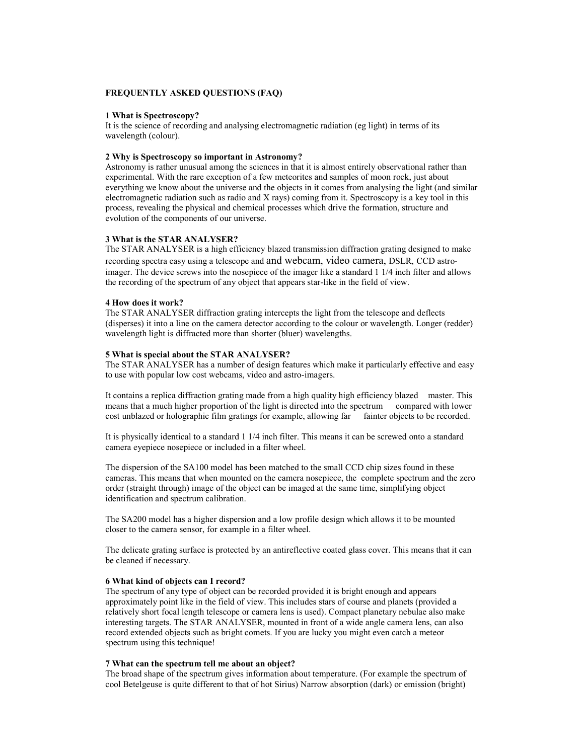**FREQUENTLY ASKED QUESTIONS (FAQ)**

**1 What is Spectroscopy?**
It is the science of recording and analysing electromagnetic radiation (eg light) in terms of its wavelength (colour).

**2 Why is Spectroscopy so important in Astronomy?**
Astronomy is rather unusual among the sciences in that it is almost entirely observational rather than experimental. With the rare exception of a few meteorites and samples of moon rock, just about everything we know about the universe and the objects in it comes from analysing the light (and similar electromagnetic radiation such as radio and X rays) coming from it. Spectroscopy is a key tool in this process, revealing the physical and chemical processes which drive the formation, structure and evolution of the components of our universe.

**3 What is the STAR ANALYSER?**
The STAR ANALYSER is a high efficiency blazed transmission diffraction grating designed to make recording spectra easy using a telescope and and webcam, video camera, DSLR, CCD astro-imager. The device screws into the nosepiece of the imager like a standard 1 1/4 inch filter and allows the recording of the spectrum of any object that appears star-like in the field of view.

**4 How does it work?**
The STAR ANALYSER diffraction grating intercepts the light from the telescope and deflects (disperses) it into a line on the camera detector according to the colour or wavelength. Longer (redder) wavelength light is diffracted more than shorter (bluer) wavelengths.

**5 What is special about the STAR ANALYSER?**
The STAR ANALYSER has a number of design features which make it particularly effective and easy to use with popular low cost webcams, video and astro-imagers.

It contains a replica diffraction grating made from a high quality high efficiency blazed master. This means that a much higher proportion of the light is directed into the spectrum compared with lower cost unblazed or holographic film gratings for example, allowing far fainter objects to be recorded.

It is physically identical to a standard 1 1/4 inch filter. This means it can be screwed onto a standard camera eyepiece nosepiece or included in a filter wheel.

The dispersion of the SA100 model has been matched to the small CCD chip sizes found in these cameras. This means that when mounted on the camera nosepiece, the complete spectrum and the zero order (straight through) image of the object can be imaged at the same time, simplifying object identification and spectrum calibration.

The SA200 model has a higher dispersion and a low profile design which allows it to be mounted closer to the camera sensor, for example in a filter wheel.

The delicate grating surface is protected by an antireflective coated glass cover. This means that it can be cleaned if necessary.

**6 What kind of objects can I record?**
The spectrum of any type of object can be recorded provided it is bright enough and appears approximately point like in the field of view. This includes stars of course and planets (provided a relatively short focal length telescope or camera lens is used). Compact planetary nebulae also make interesting targets. The STAR ANALYSER, mounted in front of a wide angle camera lens, can also record extended objects such as bright comets. If you are lucky you might even catch a meteor spectrum using this technique!

**7 What can the spectrum tell me about an object?**
The broad shape of the spectrum gives information about temperature. (For example the spectrum of cool Betelgeuse is quite different to that of hot Sirius) Narrow absorption (dark) or emission (bright)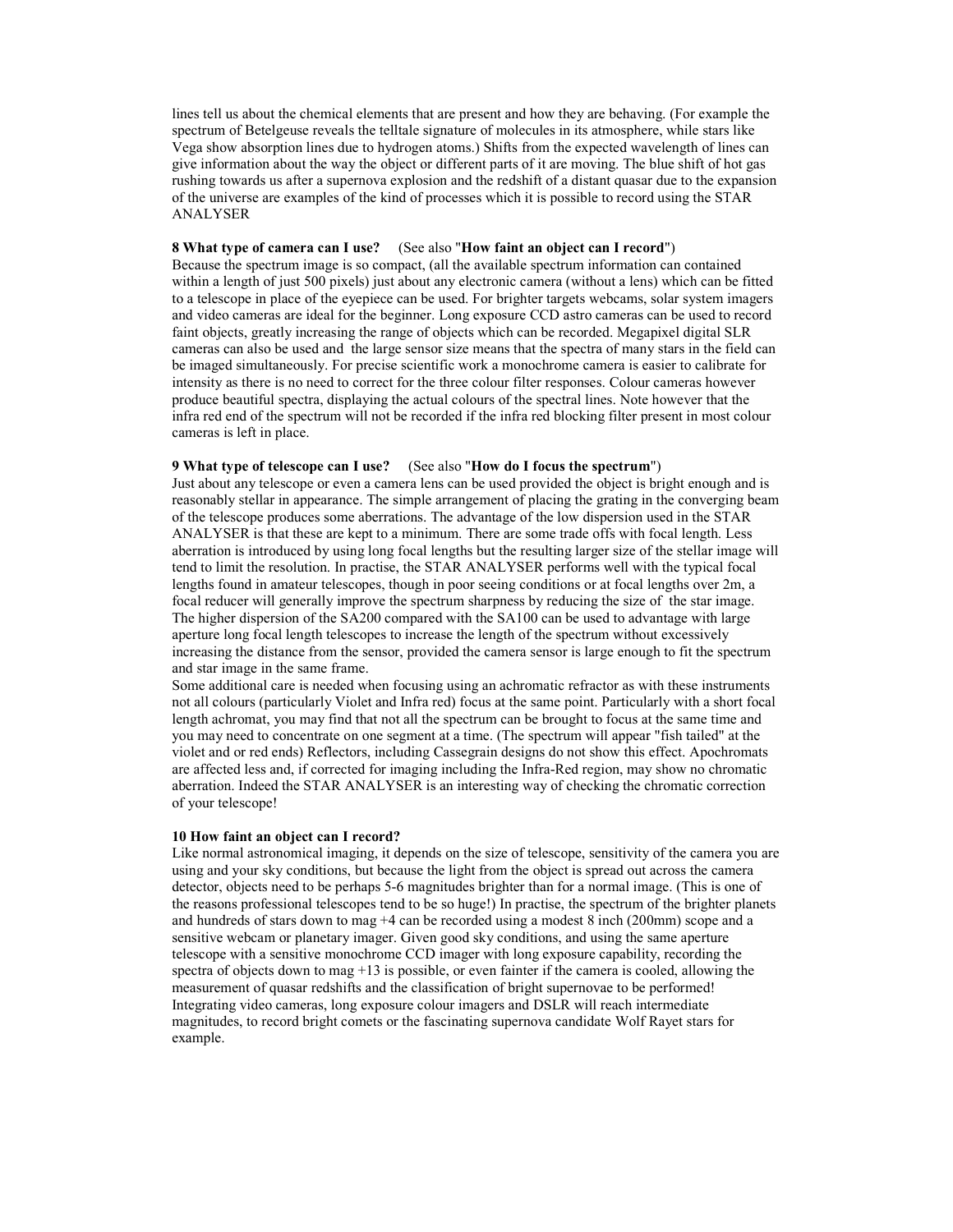lines tell us about the chemical elements that are present and how they are behaving. (For example the spectrum of Betelgeuse reveals the telltale signature of molecules in its atmosphere, while stars like Vega show absorption lines due to hydrogen atoms.) Shifts from the expected wavelength of lines can give information about the way the object or different parts of it are moving. The blue shift of hot gas rushing towards us after a supernova explosion and the redshift of a distant quasar due to the expansion of the universe are examples of the kind of processes which it is possible to record using the STAR ANALYSER

**8 What type of camera can I use?** (See also "**How faint an object can I record**")
Because the spectrum image is so compact, (all the available spectrum information can contained within a length of just 500 pixels) just about any electronic camera (without a lens) which can be fitted to a telescope in place of the eyepiece can be used. For brighter targets webcams, solar system imagers and video cameras are ideal for the beginner. Long exposure CCD astro cameras can be used to record faint objects, greatly increasing the range of objects which can be recorded. Megapixel digital SLR cameras can also be used and the large sensor size means that the spectra of many stars in the field can be imaged simultaneously. For precise scientific work a monochrome camera is easier to calibrate for intensity as there is no need to correct for the three colour filter responses. Colour cameras however produce beautiful spectra, displaying the actual colours of the spectral lines. Note however that the infra red end of the spectrum will not be recorded if the infra red blocking filter present in most colour cameras is left in place.

**9 What type of telescope can I use?** (See also "**How do I focus the spectrum**")
Just about any telescope or even a camera lens can be used provided the object is bright enough and is reasonably stellar in appearance. The simple arrangement of placing the grating in the converging beam of the telescope produces some aberrations. The advantage of the low dispersion used in the STAR ANALYSER is that these are kept to a minimum. There are some trade offs with focal length. Less aberration is introduced by using long focal lengths but the resulting larger size of the stellar image will tend to limit the resolution. In practise, the STAR ANALYSER performs well with the typical focal lengths found in amateur telescopes, though in poor seeing conditions or at focal lengths over 2m, a focal reducer will generally improve the spectrum sharpness by reducing the size of the star image. The higher dispersion of the SA200 compared with the SA100 can be used to advantage with large aperture long focal length telescopes to increase the length of the spectrum without excessively increasing the distance from the sensor, provided the camera sensor is large enough to fit the spectrum and star image in the same frame.
Some additional care is needed when focusing using an achromatic refractor as with these instruments not all colours (particularly Violet and Infra red) focus at the same point. Particularly with a short focal length achromat, you may find that not all the spectrum can be brought to focus at the same time and you may need to concentrate on one segment at a time. (The spectrum will appear "fish tailed" at the violet and or red ends) Reflectors, including Cassegrain designs do not show this effect. Apochromats are affected less and, if corrected for imaging including the Infra-Red region, may show no chromatic aberration. Indeed the STAR ANALYSER is an interesting way of checking the chromatic correction of your telescope!

**10 How faint an object can I record?**
Like normal astronomical imaging, it depends on the size of telescope, sensitivity of the camera you are using and your sky conditions, but because the light from the object is spread out across the camera detector, objects need to be perhaps 5-6 magnitudes brighter than for a normal image. (This is one of the reasons professional telescopes tend to be so huge!) In practise, the spectrum of the brighter planets and hundreds of stars down to mag +4 can be recorded using a modest 8 inch (200mm) scope and a sensitive webcam or planetary imager. Given good sky conditions, and using the same aperture telescope with a sensitive monochrome CCD imager with long exposure capability, recording the spectra of objects down to mag +13 is possible, or even fainter if the camera is cooled, allowing the measurement of quasar redshifts and the classification of bright supernovae to be performed! Integrating video cameras, long exposure colour imagers and DSLR will reach intermediate magnitudes, to record bright comets or the fascinating supernova candidate Wolf Rayet stars for example.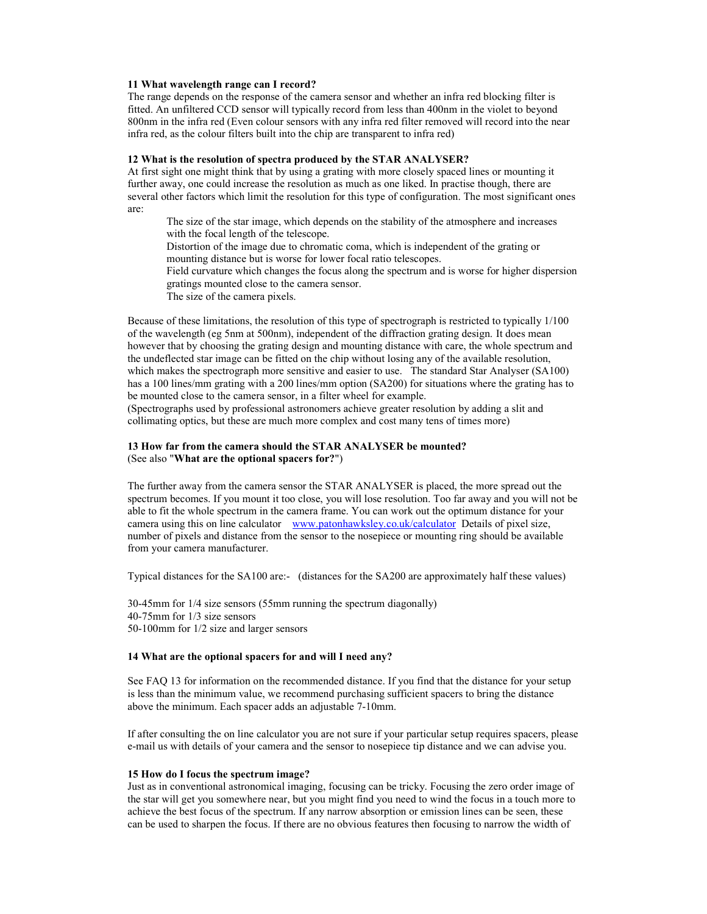### 11 What wavelength range can I record?

The range depends on the response of the camera sensor and whether an infra red blocking filter is fitted. An unfiltered CCD sensor will typically record from less than 400nm in the violet to beyond 800nm in the infra red (Even colour sensors with any infra red filter removed will record into the near infra red, as the colour filters built into the chip are transparent to infra red)

### 12 What is the resolution of spectra produced by the STAR ANALYSER?

At first sight one might think that by using a grating with more closely spaced lines or mounting it further away, one could increase the resolution as much as one liked. In practise though, there are several other factors which limit the resolution for this type of configuration. The most significant ones are:

- The size of the star image, which depends on the stability of the atmosphere and increases with the focal length of the telescope.
- Distortion of the image due to chromatic coma, which is independent of the grating or mounting distance but is worse for lower focal ratio telescopes.
- Field curvature which changes the focus along the spectrum and is worse for higher dispersion gratings mounted close to the camera sensor.
- The size of the camera pixels.

Because of these limitations, the resolution of this type of spectrograph is restricted to typically 1/100 of the wavelength (eg 5nm at 500nm), independent of the diffraction grating design. It does mean however that by choosing the grating design and mounting distance with care, the whole spectrum and the undeflected star image can be fitted on the chip without losing any of the available resolution, which makes the spectrograph more sensitive and easier to use. The standard Star Analyser (SA100) has a 100 lines/mm grating with a 200 lines/mm option (SA200) for situations where the grating has to be mounted close to the camera sensor, in a filter wheel for example.
(Spectrographs used by professional astronomers achieve greater resolution by adding a slit and collimating optics, but these are much more complex and cost many tens of times more)

### 13 How far from the camera should the STAR ANALYSER be mounted?

(See also "**What are the optional spacers for?**")

The further away from the camera sensor the STAR ANALYSER is placed, the more spread out the spectrum becomes. If you mount it too close, you will lose resolution. Too far away and you will not be able to fit the whole spectrum in the camera frame. You can work out the optimum distance for your camera using this on line calculator [www.patonhawksley.co.uk/calculator](www.patonhawksley.co.uk/calculator) Details of pixel size, number of pixels and distance from the sensor to the nosepiece or mounting ring should be available from your camera manufacturer.

Typical distances for the SA100 are:- (distances for the SA200 are approximately half these values)

30-45mm for 1/4 size sensors (55mm running the spectrum diagonally)
40-75mm for 1/3 size sensors
50-100mm for 1/2 size and larger sensors

### 14 What are the optional spacers for and will I need any?

See FAQ 13 for information on the recommended distance. If you find that the distance for your setup is less than the minimum value, we recommend purchasing sufficient spacers to bring the distance above the minimum. Each spacer adds an adjustable 7-10mm.

If after consulting the on line calculator you are not sure if your particular setup requires spacers, please e-mail us with details of your camera and the sensor to nosepiece tip distance and we can advise you.

### 15 How do I focus the spectrum image?

Just as in conventional astronomical imaging, focusing can be tricky. Focusing the zero order image of the star will get you somewhere near, but you might find you need to wind the focus in a touch more to achieve the best focus of the spectrum. If any narrow absorption or emission lines can be seen, these can be used to sharpen the focus. If there are no obvious features then focusing to narrow the width of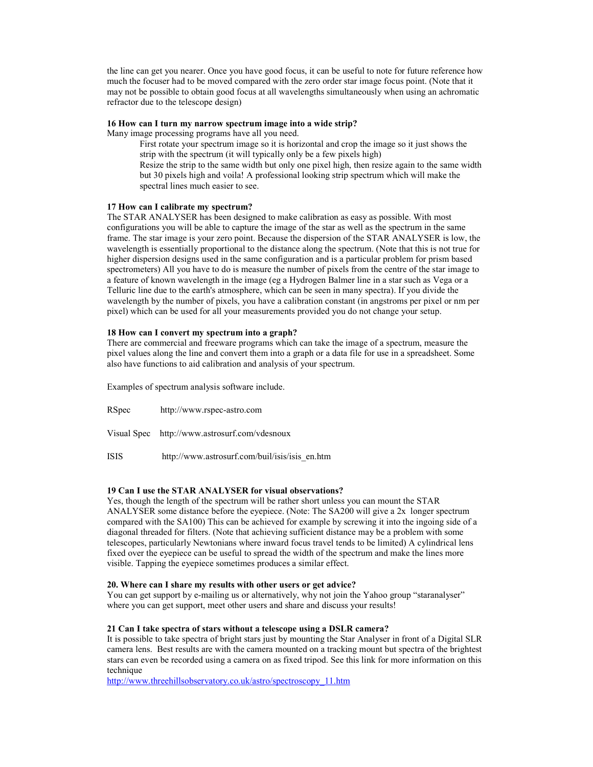the line can get you nearer. Once you have good focus, it can be useful to note for future reference how much the focuser had to be moved compared with the zero order star image focus point. (Note that it may not be possible to obtain good focus at all wavelengths simultaneously when using an achromatic refractor due to the telescope design)

### 16 How can I turn my narrow spectrum image into a wide strip?

Many image processing programs have all you need.

> First rotate your spectrum image so it is horizontal and crop the image so it just shows the strip with the spectrum (it will typically only be a few pixels high)
>
> Resize the strip to the same width but only one pixel high, then resize again to the same width but 30 pixels high and voila! A professional looking strip spectrum which will make the spectral lines much easier to see.

### 17 How can I calibrate my spectrum?

The STAR ANALYSER has been designed to make calibration as easy as possible. With most configurations you will be able to capture the image of the star as well as the spectrum in the same frame. The star image is your zero point. Because the dispersion of the STAR ANALYSER is low, the wavelength is essentially proportional to the distance along the spectrum. (Note that this is not true for higher dispersion designs used in the same configuration and is a particular problem for prism based spectrometers) All you have to do is measure the number of pixels from the centre of the star image to a feature of known wavelength in the image (eg a Hydrogen Balmer line in a star such as Vega or a Telluric line due to the earth's atmosphere, which can be seen in many spectra). If you divide the wavelength by the number of pixels, you have a calibration constant (in angstroms per pixel or nm per pixel) which can be used for all your measurements provided you do not change your setup.

### 18 How can I convert my spectrum into a graph?

There are commercial and freeware programs which can take the image of a spectrum, measure the pixel values along the line and convert them into a graph or a data file for use in a spreadsheet. Some also have functions to aid calibration and analysis of your spectrum.

Examples of spectrum analysis software include.

RSpec http://www.rspec-astro.com

Visual Spec http://www.astrosurf.com/vdesnoux

ISIS http://www.astrosurf.com/buil/isis/isis_en.htm

### 19 Can I use the STAR ANALYSER for visual observations?

Yes, though the length of the spectrum will be rather short unless you can mount the STAR ANALYSER some distance before the eyepiece. (Note: The SA200 will give a 2x longer spectrum compared with the SA100) This can be achieved for example by screwing it into the ingoing side of a diagonal threaded for filters. (Note that achieving sufficient distance may be a problem with some telescopes, particularly Newtonians where inward focus travel tends to be limited) A cylindrical lens fixed over the eyepiece can be useful to spread the width of the spectrum and make the lines more visible. Tapping the eyepiece sometimes produces a similar effect.

### 20. Where can I share my results with other users or get advice?

You can get support by e-mailing us or alternatively, why not join the Yahoo group "staranalyser" where you can get support, meet other users and share and discuss your results!

### 21 Can I take spectra of stars without a telescope using a DSLR camera?

It is possible to take spectra of bright stars just by mounting the Star Analyser in front of a Digital SLR camera lens. Best results are with the camera mounted on a tracking mount but spectra of the brightest stars can even be recorded using a camera on as fixed tripod. See this link for more information on this technique

http://www.threehillsobservatory.co.uk/astro/spectroscopy_11.htm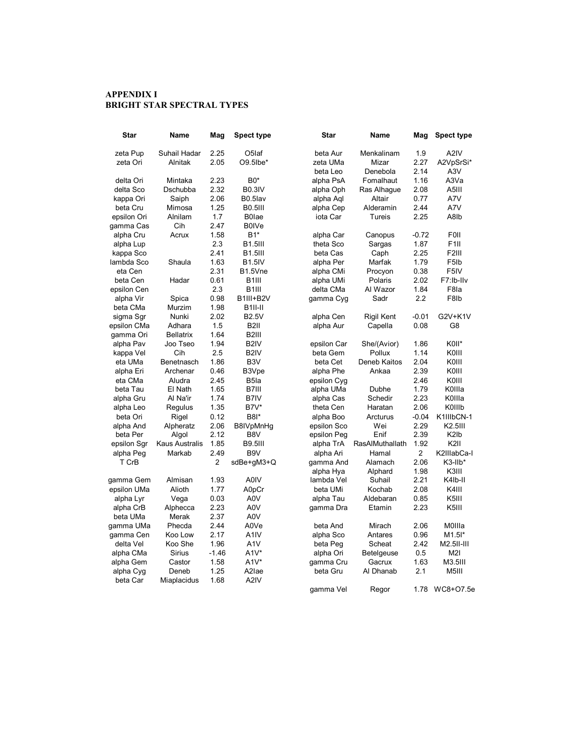# APPENDIX I
## BRIGHT STAR SPECTRAL TYPES

| Star | Name | Mag | Spect type |
|---|---|---|---|
| zeta Pup | Suhail Hadar | 2.25 | O5Iaf |
| zeta Ori | Alnitak | 2.05 | O9.5Ibe* |
| | | | |
| delta Ori | Mintaka | 2.23 | B0* |
| delta Sco | Dschubba | 2.32 | B0.3IV |
| kappa Ori | Saiph | 2.06 | B0.5Iav |
| beta Cru | Mimosa | 1.25 | B0.5III |
| epsilon Ori | Alnilam | 1.7 | B0Iae |
| gamma Cas | Cih | 2.47 | B0IVe |
| alpha Cru | Acrux | 1.58 | B1* |
| alpha Lup | | 2.3 | B1.5III |
| kappa Sco | | 2.41 | B1.5III |
| lambda Sco | Shaula | 1.63 | B1.5IV |
| eta Cen | | 2.31 | B1.5Vne |
| beta Cen | Hadar | 0.61 | B1III |
| epsilon Cen | | 2.3 | B1III |
| alpha Vir | Spica | 0.98 | B1III+B2V |
| beta CMa | Murzim | 1.98 | B1II-II |
| sigma Sgr | Nunki | 2.02 | B2.5V |
| epsilon CMa | Adhara | 1.5 | B2II |
| gamma Ori | Bellatrix | 1.64 | B2III |
| alpha Pav | Joo Tseo | 1.94 | B2IV |
| kappa Vel | Cih | 2.5 | B2IV |
| eta UMa | Benetnasch | 1.86 | B3V |
| alpha Eri | Archenar | 0.46 | B3Vpe |
| eta CMa | Aludra | 2.45 | B5Ia |
| beta Tau | El Nath | 1.65 | B7III |
| alpha Gru | Al Na'ir | 1.74 | B7IV |
| alpha Leo | Regulus | 1.35 | B7V* |
| beta Ori | Rigel | 0.12 | B8I* |
| alpha And | Alpheratz | 2.06 | B8IVpMnHg |
| beta Per | Algol | 2.12 | B8V |
| epsilon Sgr | Kaus Australis | 1.85 | B9.5III |
| alpha Peg | Markab | 2.49 | B9V |
| T CrB | | 2 | sdBe+gM3+Q |
| | | | |
| gamma Gem | Almisan | 1.93 | A0IV |
| epsilon UMa | Alioth | 1.77 | A0pCr |
| alpha Lyr | Vega | 0.03 | A0V |
| alpha CrB | Alphecca | 2.23 | A0V |
| beta UMa | Merak | 2.37 | A0V |
| gamma UMa | Phecda | 2.44 | A0Ve |
| gamma Cen | Koo Low | 2.17 | A1IV |
| delta Vel | Koo She | 1.96 | A1V |
| alpha CMa | Sirius | -1.46 | A1V* |
| alpha Gem | Castor | 1.58 | A1V* |
| alpha Cyg | Deneb | 1.25 | A2Iae |
| beta Car | Miaplacidus | 1.68 | A2IV |
| beta Aur | Menkalinam | 1.9 | A2IV |
| zeta UMa | Mizar | 2.27 | A2VpSrSi* |
| beta Leo | Denebola | 2.14 | A3V |
| alpha PsA | Fomalhaut | 1.16 | A3Va |
| alpha Oph | Ras Alhague | 2.08 | A5III |
| alpha Aql | Altair | 0.77 | A7V |
| alpha Cep | Alderamin | 2.44 | A7V |
| iota Car | Tureis | 2.25 | A8Ib |
| | | | |
| alpha Car | Canopus | -0.72 | F0II |
| theta Sco | Sargas | 1.87 | F1II |
| beta Cas | Caph | 2.25 | F2III |
| alpha Per | Marfak | 1.79 | F5Ib |
| alpha CMi | Procyon | 0.38 | F5IV |
| alpha UMi | Polaris | 2.02 | F7:Ib-IIv |
| delta CMa | Al Wazor | 1.84 | F8Ia |
| gamma Cyg | Sadr | 2.2 | F8Ib |
| | | | |
| alpha Cen | Rigil Kent | -0.01 | G2V+K1V |
| alpha Aur | Capella | 0.08 | G8 |
| | | | |
| epsilon Car | She/(Avior) | 1.86 | K0II* |
| beta Gem | Pollux | 1.14 | K0III |
| beta Cet | Deneb Kaitos | 2.04 | K0III |
| alpha Phe | Ankaa | 2.39 | K0III |
| epsilon Cyg | | 2.46 | K0III |
| alpha UMa | Dubhe | 1.79 | K0IIIa |
| alpha Cas | Schedir | 2.23 | K0IIIa |
| theta Cen | Haratan | 2.06 | K0IIIb |
| alpha Boo | Arcturus | -0.04 | K1IIIbCN-1 |
| epsilon Sco | Wei | 2.29 | K2.5III |
| epsilon Peg | Enif | 2.39 | K2Ib |
| alpha TrA | RasAlMuthallath | 1.92 | K2II |
| alpha Ari | Hamal | 2 | K2IIIabCa-I |
| gamma And | Alamach | 2.06 | K3-IIb* |
| alpha Hya | Alphard | 1.98 | K3III |
| lambda Vel | Suhail | 2.21 | K4Ib-II |
| beta UMi | Kochab | 2.08 | K4III |
| alpha Tau | Aldebaran | 0.85 | K5III |
| gamma Dra | Etamin | 2.23 | K5III |
| | | | |
| beta And | Mirach | 2.06 | M0IIIa |
| alpha Sco | Antares | 0.96 | M1.5I* |
| beta Peg | Scheat | 2.42 | M2.5II-III |
| alpha Ori | Betelgeuse | 0.5 | M2I |
| gamma Cru | Gacrux | 1.63 | M3.5III |
| beta Gru | Al Dhanab | 2.1 | M5III |
| | | | |
| gamma Vel | Regor | 1.78 | WC8+O7.5e |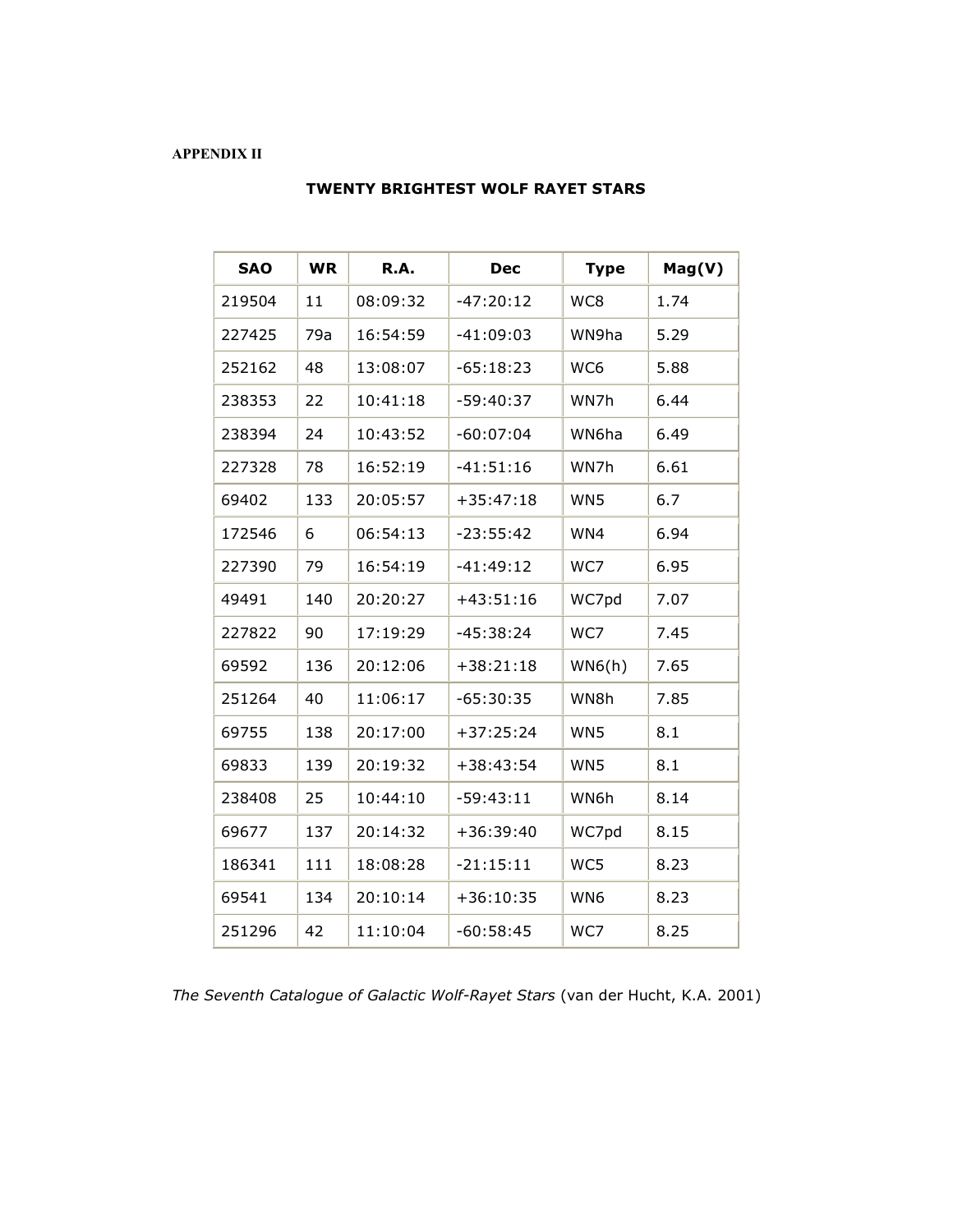**APPENDIX II**

## TWENTY BRIGHTEST WOLF RAYET STARS

| SAO | WR | R.A. | Dec | Type | Mag(V) |
|---|---|---|---|---|---|
| 219504 | 11 | 08:09:32 | -47:20:12 | WC8 | 1.74 |
| 227425 | 79a | 16:54:59 | -41:09:03 | WN9ha | 5.29 |
| 252162 | 48 | 13:08:07 | -65:18:23 | WC6 | 5.88 |
| 238353 | 22 | 10:41:18 | -59:40:37 | WN7h | 6.44 |
| 238394 | 24 | 10:43:52 | -60:07:04 | WN6ha | 6.49 |
| 227328 | 78 | 16:52:19 | -41:51:16 | WN7h | 6.61 |
| 69402 | 133 | 20:05:57 | +35:47:18 | WN5 | 6.7 |
| 172546 | 6 | 06:54:13 | -23:55:42 | WN4 | 6.94 |
| 227390 | 79 | 16:54:19 | -41:49:12 | WC7 | 6.95 |
| 49491 | 140 | 20:20:27 | +43:51:16 | WC7pd | 7.07 |
| 227822 | 90 | 17:19:29 | -45:38:24 | WC7 | 7.45 |
| 69592 | 136 | 20:12:06 | +38:21:18 | WN6(h) | 7.65 |
| 251264 | 40 | 11:06:17 | -65:30:35 | WN8h | 7.85 |
| 69755 | 138 | 20:17:00 | +37:25:24 | WN5 | 8.1 |
| 69833 | 139 | 20:19:32 | +38:43:54 | WN5 | 8.1 |
| 238408 | 25 | 10:44:10 | -59:43:11 | WN6h | 8.14 |
| 69677 | 137 | 20:14:32 | +36:39:40 | WC7pd | 8.15 |
| 186341 | 111 | 18:08:28 | -21:15:11 | WC5 | 8.23 |
| 69541 | 134 | 20:10:14 | +36:10:35 | WN6 | 8.23 |
| 251296 | 42 | 11:10:04 | -60:58:45 | WC7 | 8.25 |

*The Seventh Catalogue of Galactic Wolf-Rayet Stars* (van der Hucht, K.A. 2001)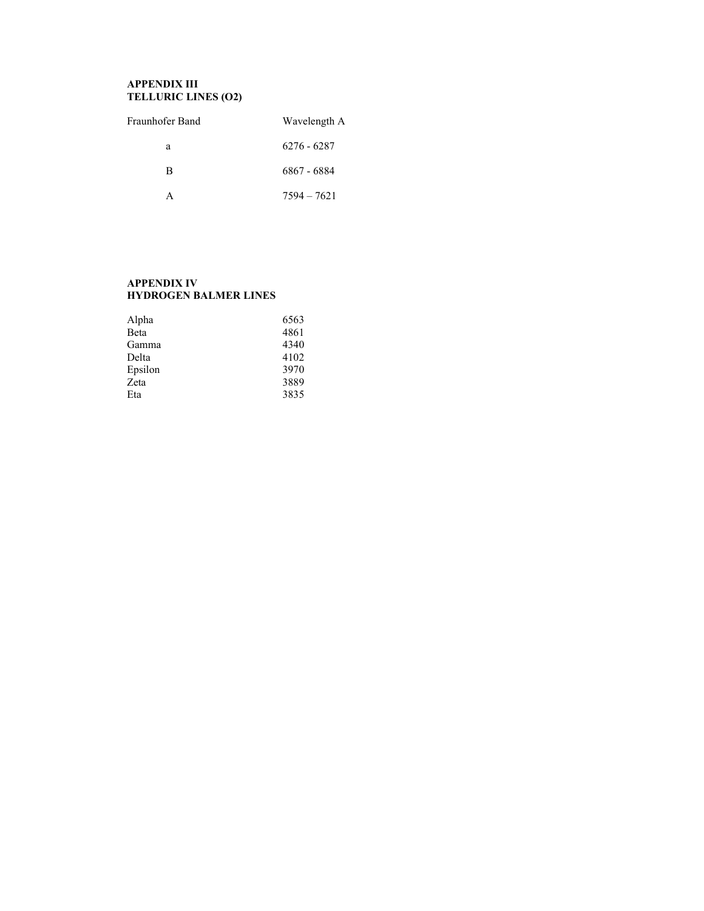## APPENDIX III
## TELLURIC LINES ($O_2$)

| Fraunhofer Band | Wavelength A |
|---|---|
| a | 6276 - 6287 |
| B | 6867 - 6884 |
| A | 7594 – 7621 |

## APPENDIX IV
## HYDROGEN BALMER LINES

| | |
|---|---|
| Alpha | 6563 |
| Beta | 4861 |
| Gamma | 4340 |
| Delta | 4102 |
| Epsilon | 3970 |
| Zeta | 3889 |
| Eta | 3835 |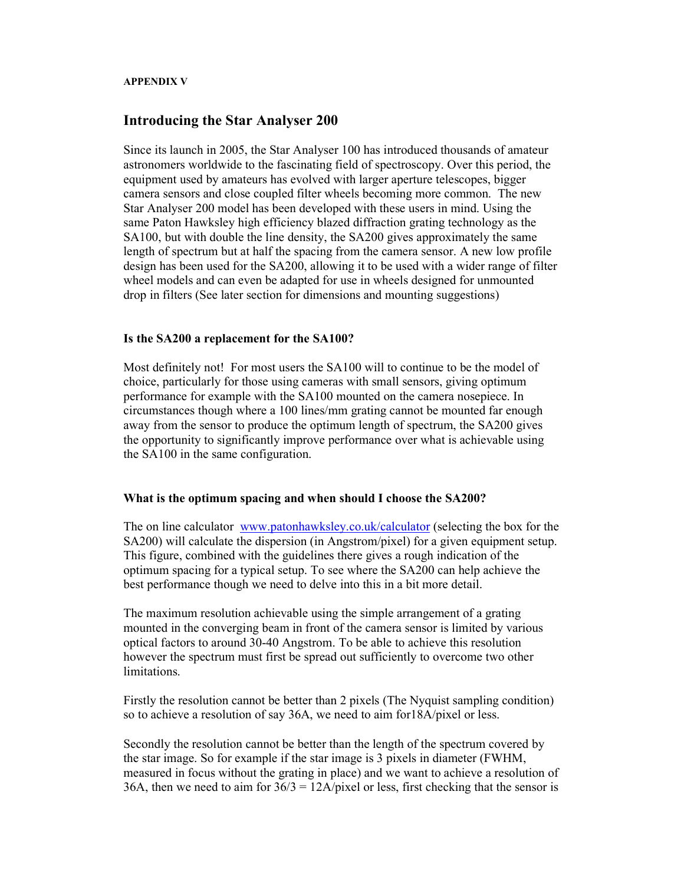**APPENDIX V**

## Introducing the Star Analyser 200

Since its launch in 2005, the Star Analyser 100 has introduced thousands of amateur astronomers worldwide to the fascinating field of spectroscopy. Over this period, the equipment used by amateurs has evolved with larger aperture telescopes, bigger camera sensors and close coupled filter wheels becoming more common. The new Star Analyser 200 model has been developed with these users in mind. Using the same Paton Hawksley high efficiency blazed diffraction grating technology as the SA100, but with double the line density, the SA200 gives approximately the same length of spectrum but at half the spacing from the camera sensor. A new low profile design has been used for the SA200, allowing it to be used with a wider range of filter wheel models and can even be adapted for use in wheels designed for unmounted drop in filters (See later section for dimensions and mounting suggestions)

### Is the SA200 a replacement for the SA100?

Most definitely not! For most users the SA100 will to continue to be the model of choice, particularly for those using cameras with small sensors, giving optimum performance for example with the SA100 mounted on the camera nosepiece. In circumstances though where a 100 lines/mm grating cannot be mounted far enough away from the sensor to produce the optimum length of spectrum, the SA200 gives the opportunity to significantly improve performance over what is achievable using the SA100 in the same configuration.

### What is the optimum spacing and when should I choose the SA200?

The on line calculator [www.patonhawksley.co.uk/calculator](www.patonhawksley.co.uk/calculator) (selecting the box for the SA200) will calculate the dispersion (in Angstrom/pixel) for a given equipment setup. This figure, combined with the guidelines there gives a rough indication of the optimum spacing for a typical setup. To see where the SA200 can help achieve the best performance though we need to delve into this in a bit more detail.

The maximum resolution achievable using the simple arrangement of a grating mounted in the converging beam in front of the camera sensor is limited by various optical factors to around 30-40 Angstrom. To be able to achieve this resolution however the spectrum must first be spread out sufficiently to overcome two other limitations.

Firstly the resolution cannot be better than 2 pixels (The Nyquist sampling condition) so to achieve a resolution of say 36A, we need to aim for18A/pixel or less.

Secondly the resolution cannot be better than the length of the spectrum covered by the star image. So for example if the star image is 3 pixels in diameter (FWHM, measured in focus without the grating in place) and we want to achieve a resolution of 36A, then we need to aim for 36/3 = 12A/pixel or less, first checking that the sensor is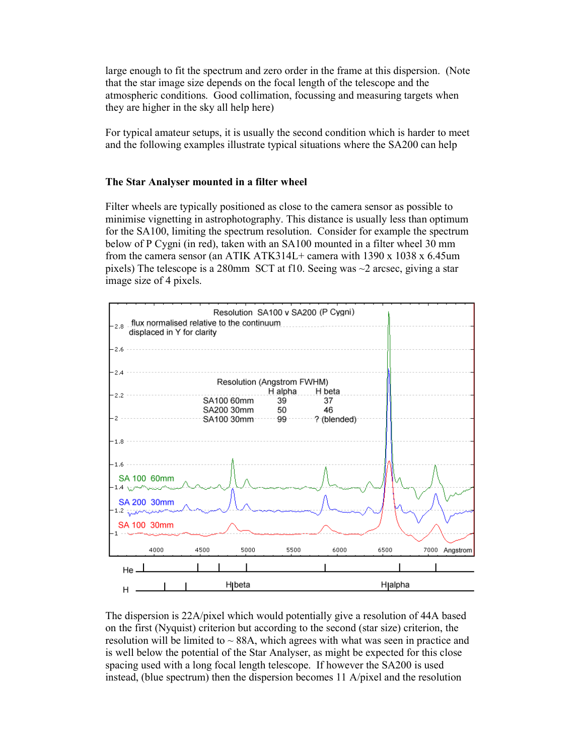large enough to fit the spectrum and zero order in the frame at this dispersion. (Note that the star image size depends on the focal length of the telescope and the atmospheric conditions. Good collimation, focussing and measuring targets when they are higher in the sky all help here)

For typical amateur setups, it is usually the second condition which is harder to meet and the following examples illustrate typical situations where the SA200 can help

### The Star Analyser mounted in a filter wheel

Filter wheels are typically positioned as close to the camera sensor as possible to minimise vignetting in astrophotography. This distance is usually less than optimum for the SA100, limiting the spectrum resolution. Consider for example the spectrum below of P Cygni (in red), taken with an SA100 mounted in a filter wheel 30 mm from the camera sensor (an ATIK ATK314L+ camera with 1390 x 1038 x 6.45um pixels) The telescope is a 280mm SCT at f10. Seeing was ~2 arcsec, giving a star image size of 4 pixels.

The dispersion is 22A/pixel which would potentially give a resolution of 44A based on the first (Nyquist) criterion but according to the second (star size) criterion, the resolution will be limited to ~ 88A, which agrees with what was seen in practice and is well below the potential of the Star Analyser, as might be expected for this close spacing used with a long focal length telescope. If however the SA200 is used instead, (blue spectrum) then the dispersion becomes 11 A/pixel and the resolution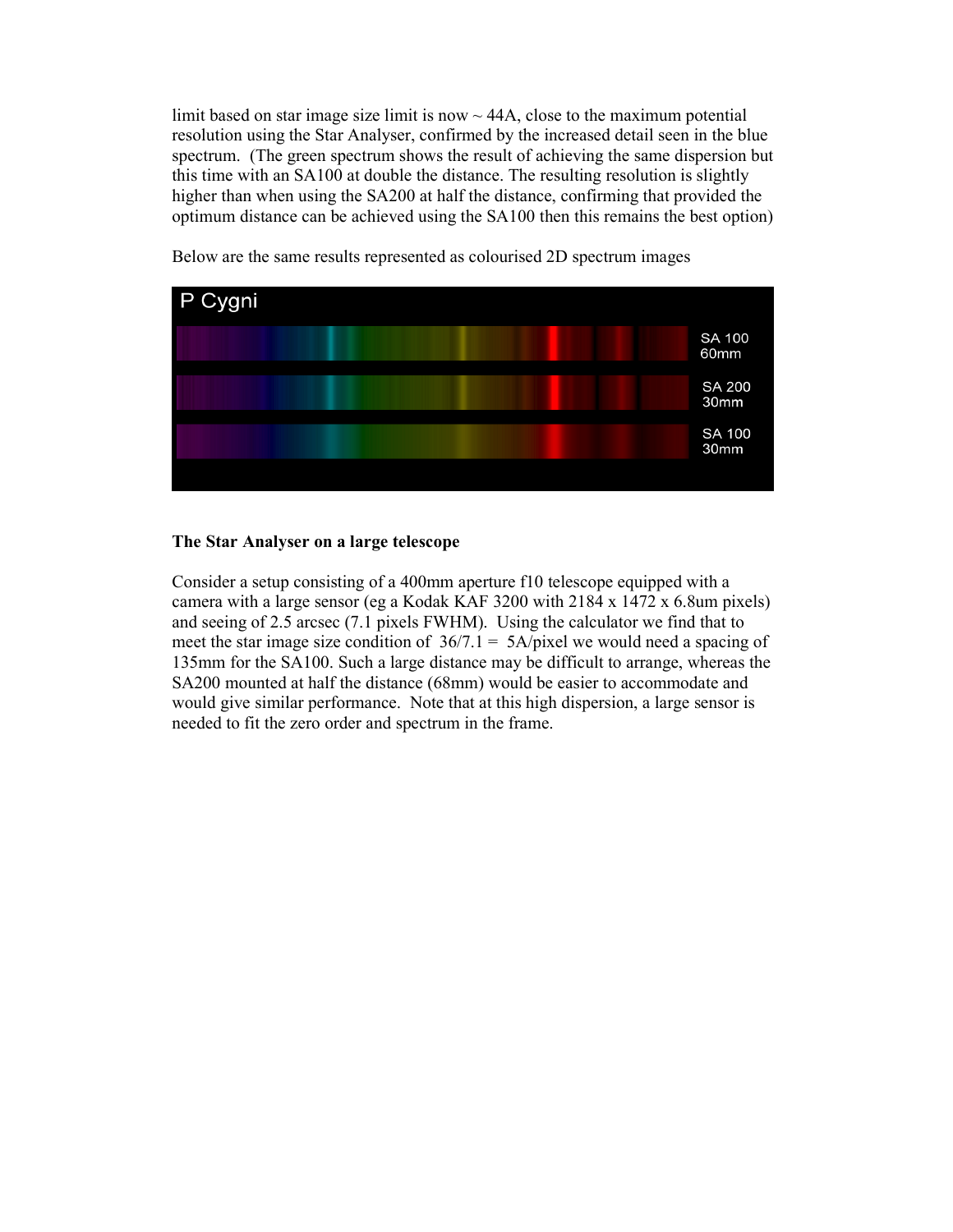limit based on star image size limit is now ~ 44A, close to the maximum potential resolution using the Star Analyser, confirmed by the increased detail seen in the blue spectrum. (The green spectrum shows the result of achieving the same dispersion but this time with an SA100 at double the distance. The resulting resolution is slightly higher than when using the SA200 at half the distance, confirming that provided the optimum distance can be achieved using the SA100 then this remains the best option)

Below are the same results represented as colourised 2D spectrum images

P Cygni

SA 100
60mm

SA 200
30mm

SA 100
30mm

**The Star Analyser on a large telescope**

Consider a setup consisting of a 400mm aperture f10 telescope equipped with a camera with a large sensor (eg a Kodak KAF 3200 with 2184 x 1472 x 6.8um pixels) and seeing of 2.5 arcsec (7.1 pixels FWHM). Using the calculator we find that to meet the star image size condition of 36/7.1 = 5A/pixel we would need a spacing of 135mm for the SA100. Such a large distance may be difficult to arrange, whereas the SA200 mounted at half the distance (68mm) would be easier to accommodate and would give similar performance. Note that at this high dispersion, a large sensor is needed to fit the zero order and spectrum in the frame.